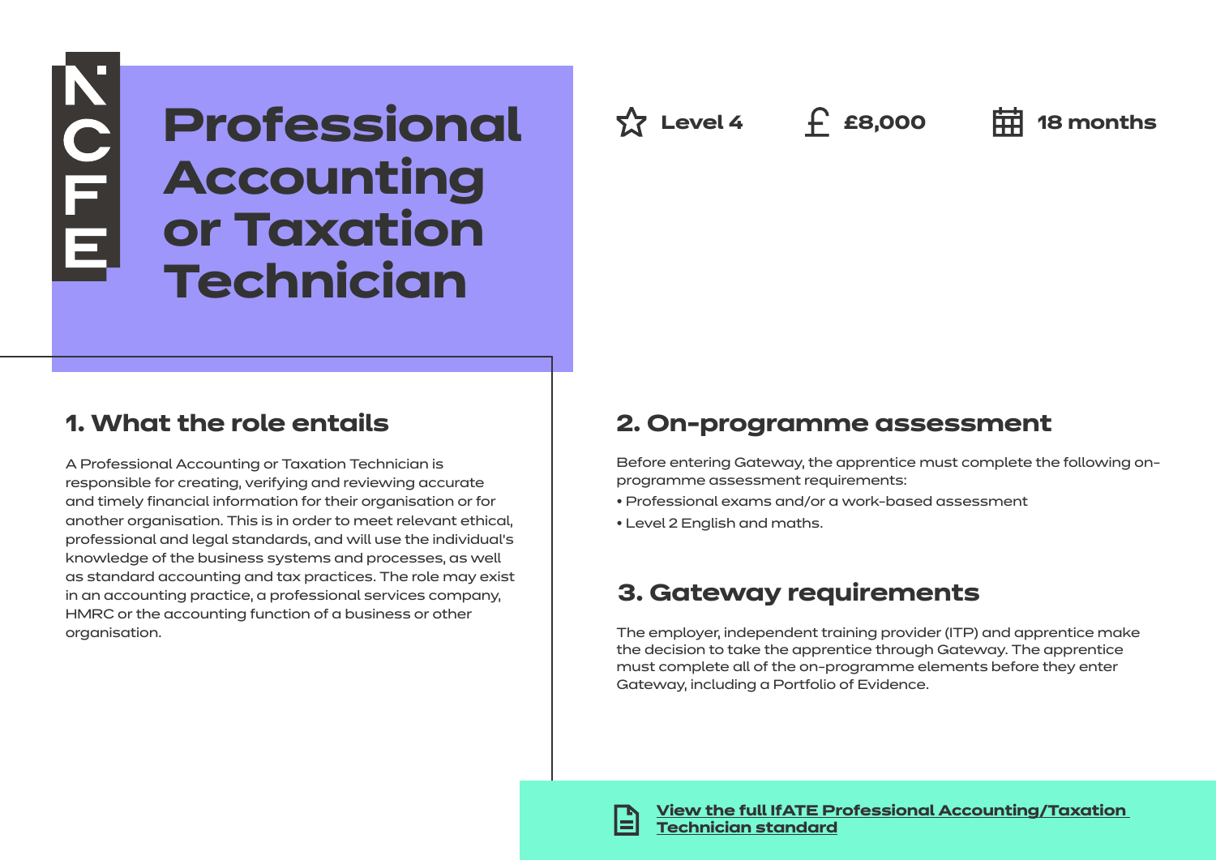# Professional Accounting or Taxation Technician

Level 4 | £8,000 | 18 months

## 1. What the role entails

A Professional Accounting or Taxation Technician is responsible for creating, verifying and reviewing accurate and timely financial information for their organisation or for another organisation. This is in order to meet relevant ethical, professional and legal standards, and will use the individual's knowledge of the business systems and processes, as well as standard accounting and tax practices. The role may exist in an accounting practice, a professional services company, HMRC or the accounting function of a business or other organisation.

## 2. On-programme assessment

Before entering Gateway, the apprentice must complete the following on-programme assessment requirements:

- Professional exams and/or a work-based assessment
- Level 2 English and maths.

## 3. Gateway requirements

The employer, independent training provider (ITP) and apprentice make the decision to take the apprentice through Gateway. The apprentice must complete all of the on-programme elements before they enter Gateway, including a Portfolio of Evidence.

**View the full IfATE Professional Accounting/Taxation Technician standard**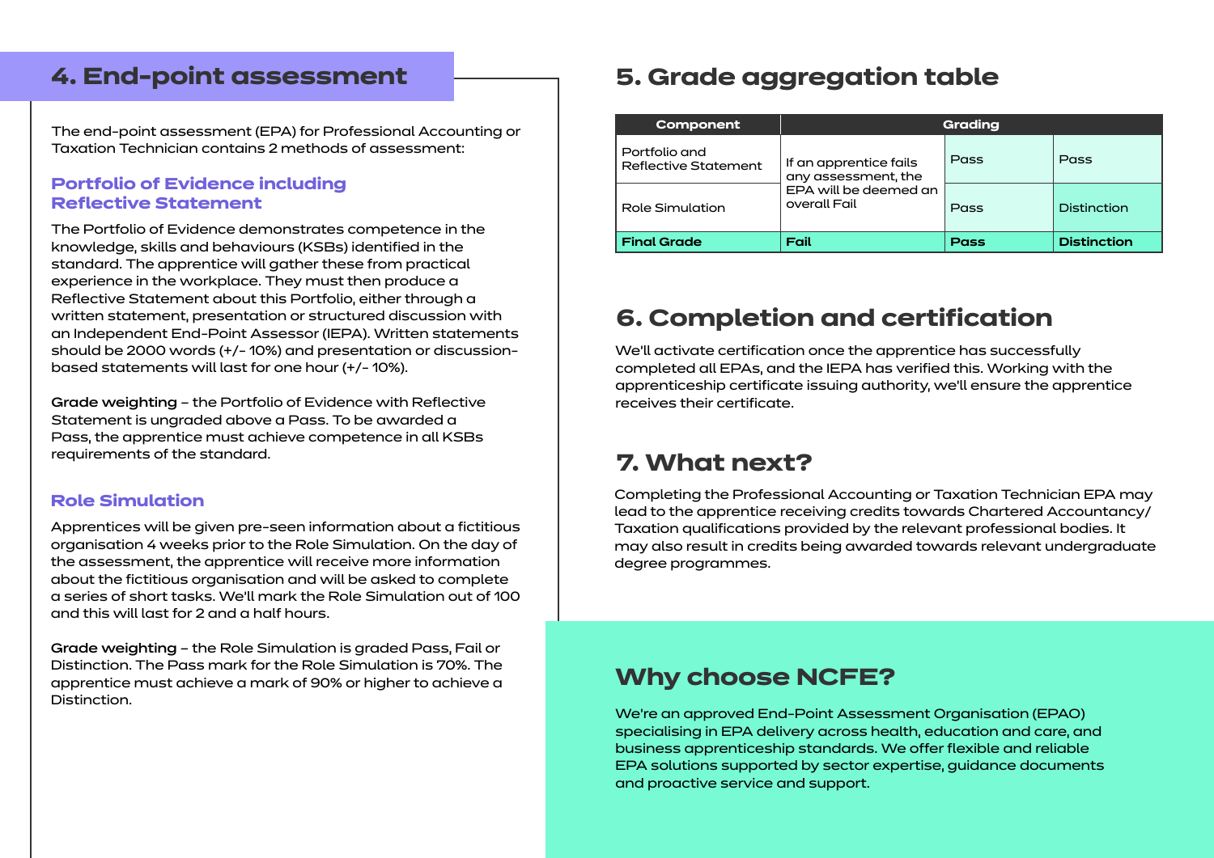## 4. End-point assessment

The end-point assessment (EPA) for Professional Accounting or Taxation Technician contains 2 methods of assessment:

### Portfolio of Evidence including Reflective Statement

The Portfolio of Evidence demonstrates competence in the knowledge, skills and behaviours (KSBs) identified in the standard. The apprentice will gather these from practical experience in the workplace. They must then produce a Reflective Statement about this Portfolio, either through a written statement, presentation or structured discussion with an Independent End-Point Assessor (IEPA). Written statements should be 2000 words (+/- 10%) and presentation or discussion-based statements will last for one hour (+/- 10%).

**Grade weighting** – the Portfolio of Evidence with Reflective Statement is ungraded above a Pass. To be awarded a Pass, the apprentice must achieve competence in all KSBs requirements of the standard.

### Role Simulation

Apprentices will be given pre-seen information about a fictitious organisation 4 weeks prior to the Role Simulation. On the day of the assessment, the apprentice will receive more information about the fictitious organisation and will be asked to complete a series of short tasks. We'll mark the Role Simulation out of 100 and this will last for 2 and a half hours.

**Grade weighting** – the Role Simulation is graded Pass, Fail or Distinction. The Pass mark for the Role Simulation is 70%. The apprentice must achieve a mark of 90% or higher to achieve a Distinction.

## 5. Grade aggregation table

| Component | Grading | | |
|---|---|---|---|
| Portfolio and Reflective Statement | If an apprentice fails any assessment, the EPA will be deemed an overall Fail | Pass | Pass |
| Role Simulation | | Pass | Distinction |
| **Final Grade** | **Fail** | **Pass** | **Distinction** |

## 6. Completion and certification

We'll activate certification once the apprentice has successfully completed all EPAs, and the IEPA has verified this. Working with the apprenticeship certificate issuing authority, we'll ensure the apprentice receives their certificate.

## 7. What next?

Completing the Professional Accounting or Taxation Technician EPA may lead to the apprentice receiving credits towards Chartered Accountancy/ Taxation qualifications provided by the relevant professional bodies. It may also result in credits being awarded towards relevant undergraduate degree programmes.

## Why choose NCFE?

We're an approved End-Point Assessment Organisation (EPAO) specialising in EPA delivery across health, education and care, and business apprenticeship standards. We offer flexible and reliable EPA solutions supported by sector expertise, guidance documents and proactive service and support.